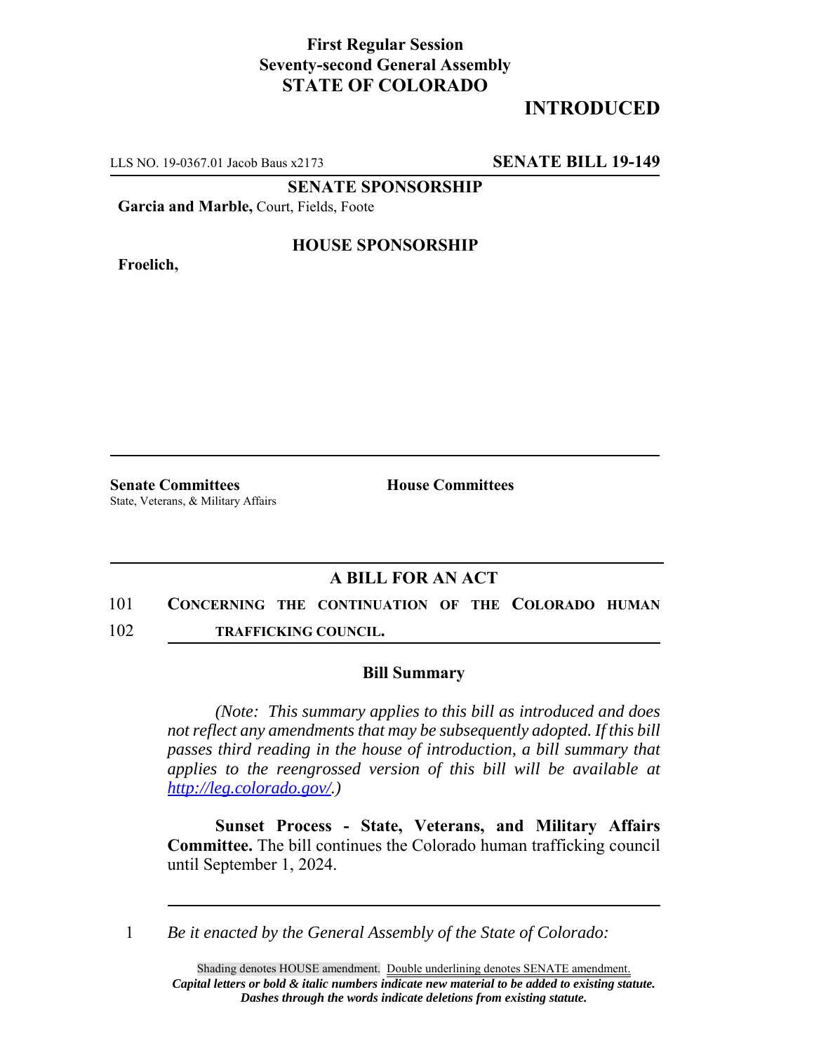**First Regular Session**
**Seventy-second General Assembly**
**STATE OF COLORADO**

**INTRODUCED**

LLS NO. 19-0367.01 Jacob Baus x2173 **SENATE BILL 19-149**

**SENATE SPONSORSHIP**

**Garcia and Marble,** Court, Fields, Foote

**HOUSE SPONSORSHIP**

**Froelich,**

**Senate Committees**
State, Veterans, & Military Affairs

**House Committees**

## A BILL FOR AN ACT

101 **CONCERNING THE CONTINUATION OF THE COLORADO HUMAN**
102 **TRAFFICKING COUNCIL.**

### Bill Summary

*(Note: This summary applies to this bill as introduced and does not reflect any amendments that may be subsequently adopted. If this bill passes third reading in the house of introduction, a bill summary that applies to the reengrossed version of this bill will be available at http://leg.colorado.gov/.)*

**Sunset Process - State, Veterans, and Military Affairs Committee.** The bill continues the Colorado human trafficking council until September 1, 2024.

1 *Be it enacted by the General Assembly of the State of Colorado:*

Shading denotes HOUSE amendment. Double underlining denotes SENATE amendment.
***Capital letters or bold & italic numbers indicate new material to be added to existing statute.***
***Dashes through the words indicate deletions from existing statute.***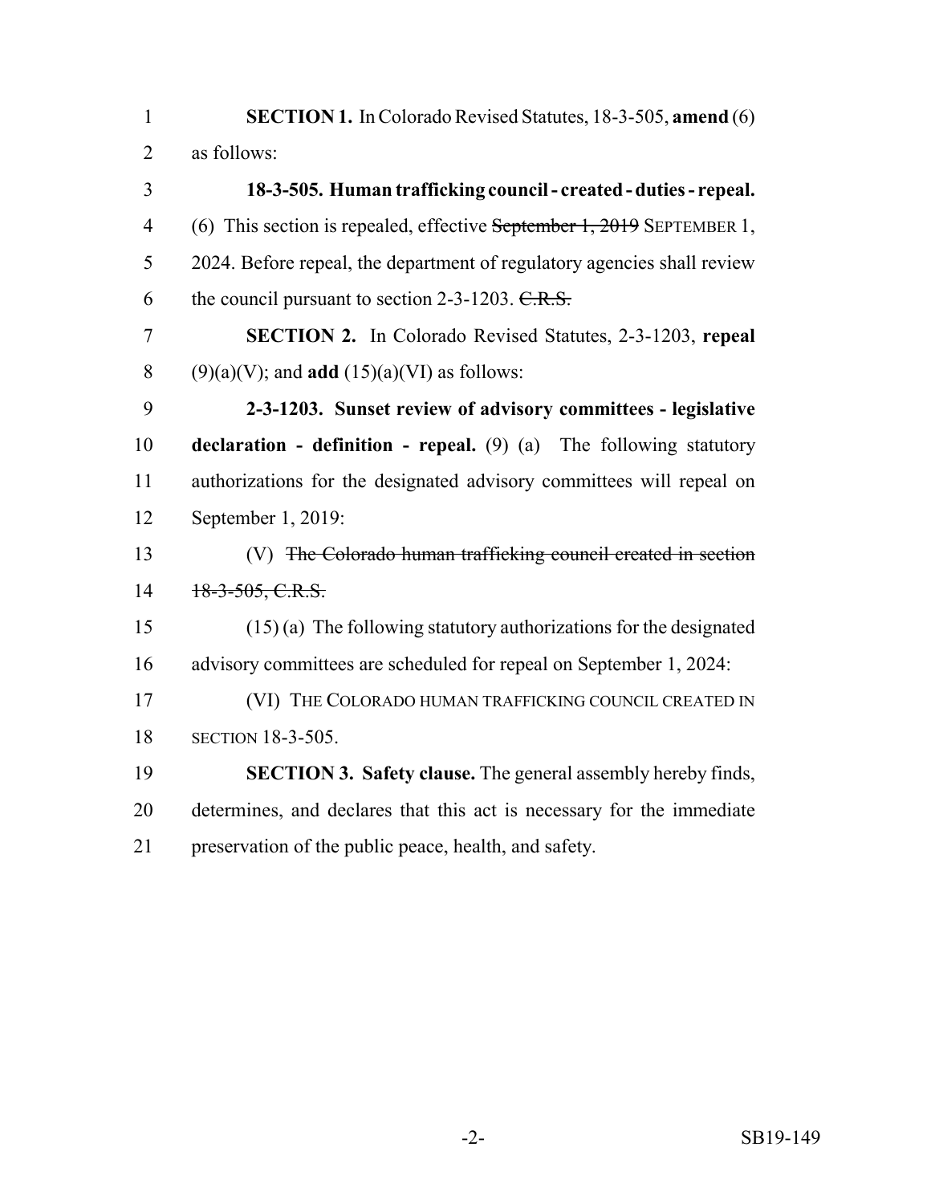**SECTION 1.** In Colorado Revised Statutes, 18-3-505, **amend** (6) as follows:

**18-3-505. Human trafficking council - created - duties - repeal.** (6) This section is repealed, effective ~~September 1, 2019~~ SEPTEMBER 1, 2024. Before repeal, the department of regulatory agencies shall review the council pursuant to section 2-3-1203. ~~C.R.S.~~

**SECTION 2.** In Colorado Revised Statutes, 2-3-1203, **repeal** (9)(a)(V); and **add** (15)(a)(VI) as follows:

**2-3-1203. Sunset review of advisory committees - legislative declaration - definition - repeal.** (9) (a) The following statutory authorizations for the designated advisory committees will repeal on September 1, 2019:

(V) ~~The Colorado human trafficking council created in section 18-3-505, C.R.S.~~

(15) (a) The following statutory authorizations for the designated advisory committees are scheduled for repeal on September 1, 2024:

(VI) THE COLORADO HUMAN TRAFFICKING COUNCIL CREATED IN SECTION 18-3-505.

**SECTION 3. Safety clause.** The general assembly hereby finds, determines, and declares that this act is necessary for the immediate preservation of the public peace, health, and safety.